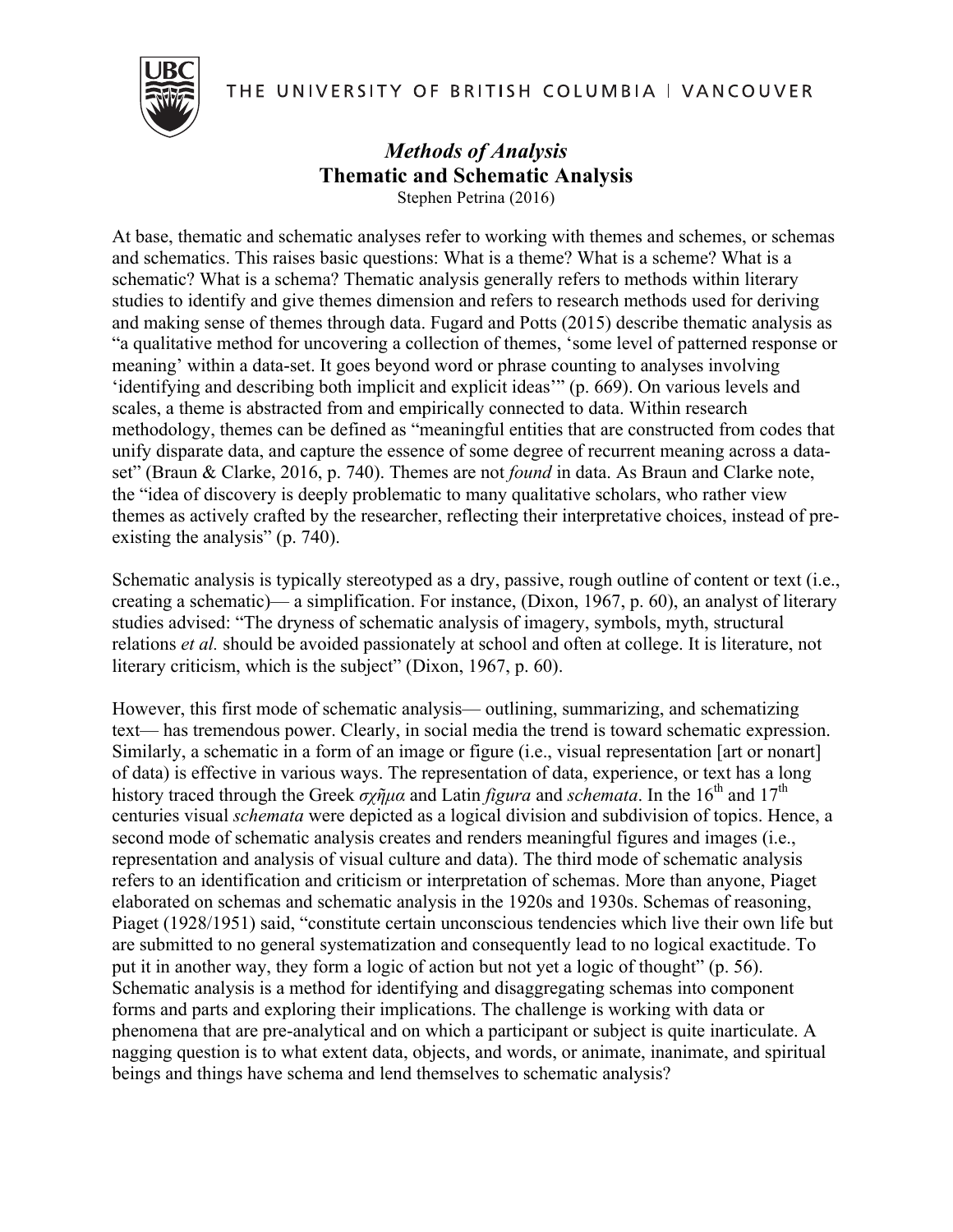THE UNIVERSITY OF BRITISH COLUMBIA | VANCOUVER

# *Methods of Analysis*
## Thematic and Schematic Analysis

Stephen Petrina (2016)

At base, thematic and schematic analyses refer to working with themes and schemes, or schemas and schematics. This raises basic questions: What is a theme? What is a scheme? What is a schematic? What is a schema? Thematic analysis generally refers to methods within literary studies to identify and give themes dimension and refers to research methods used for deriving and making sense of themes through data. Fugard and Potts (2015) describe thematic analysis as "a qualitative method for uncovering a collection of themes, 'some level of patterned response or meaning' within a data-set. It goes beyond word or phrase counting to analyses involving 'identifying and describing both implicit and explicit ideas'" (p. 669). On various levels and scales, a theme is abstracted from and empirically connected to data. Within research methodology, themes can be defined as "meaningful entities that are constructed from codes that unify disparate data, and capture the essence of some degree of recurrent meaning across a data-set" (Braun & Clarke, 2016, p. 740). Themes are not *found* in data. As Braun and Clarke note, the "idea of discovery is deeply problematic to many qualitative scholars, who rather view themes as actively crafted by the researcher, reflecting their interpretative choices, instead of pre-existing the analysis" (p. 740).

Schematic analysis is typically stereotyped as a dry, passive, rough outline of content or text (i.e., creating a schematic)— a simplification. For instance, (Dixon, 1967, p. 60), an analyst of literary studies advised: "The dryness of schematic analysis of imagery, symbols, myth, structural relations *et al.* should be avoided passionately at school and often at college. It is literature, not literary criticism, which is the subject" (Dixon, 1967, p. 60).

However, this first mode of schematic analysis— outlining, summarizing, and schematizing text— has tremendous power. Clearly, in social media the trend is toward schematic expression. Similarly, a schematic in a form of an image or figure (i.e., visual representation [art or nonart] of data) is effective in various ways. The representation of data, experience, or text has a long history traced through the Greek *σχῆμα* and Latin *figura* and *schemata*. In the 16th and 17th centuries visual *schemata* were depicted as a logical division and subdivision of topics. Hence, a second mode of schematic analysis creates and renders meaningful figures and images (i.e., representation and analysis of visual culture and data). The third mode of schematic analysis refers to an identification and criticism or interpretation of schemas. More than anyone, Piaget elaborated on schemas and schematic analysis in the 1920s and 1930s. Schemas of reasoning, Piaget (1928/1951) said, "constitute certain unconscious tendencies which live their own life but are submitted to no general systematization and consequently lead to no logical exactitude. To put it in another way, they form a logic of action but not yet a logic of thought" (p. 56). Schematic analysis is a method for identifying and disaggregating schemas into component forms and parts and exploring their implications. The challenge is working with data or phenomena that are pre-analytical and on which a participant or subject is quite inarticulate. A nagging question is to what extent data, objects, and words, or animate, inanimate, and spiritual beings and things have schema and lend themselves to schematic analysis?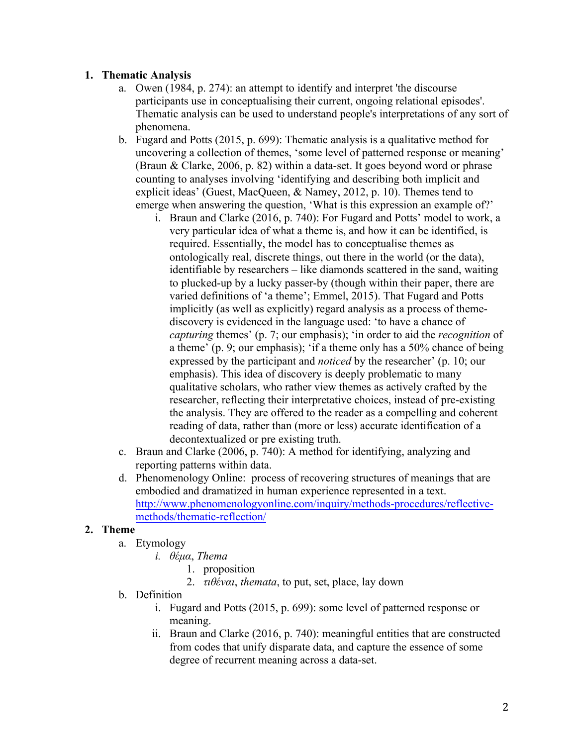1. **Thematic Analysis**
    a. Owen (1984, p. 274): an attempt to identify and interpret 'the discourse participants use in conceptualising their current, ongoing relational episodes'. Thematic analysis can be used to understand people's interpretations of any sort of phenomena.
    b. Fugard and Potts (2015, p. 699): Thematic analysis is a qualitative method for uncovering a collection of themes, 'some level of patterned response or meaning' (Braun & Clarke, 2006, p. 82) within a data-set. It goes beyond word or phrase counting to analyses involving 'identifying and describing both implicit and explicit ideas' (Guest, MacQueen, & Namey, 2012, p. 10). Themes tend to emerge when answering the question, 'What is this expression an example of?'
        i. Braun and Clarke (2016, p. 740): For Fugard and Potts' model to work, a very particular idea of what a theme is, and how it can be identified, is required. Essentially, the model has to conceptualise themes as ontologically real, discrete things, out there in the world (or the data), identifiable by researchers – like diamonds scattered in the sand, waiting to plucked-up by a lucky passer-by (though within their paper, there are varied definitions of 'a theme'; Emmel, 2015). That Fugard and Potts implicitly (as well as explicitly) regard analysis as a process of theme-discovery is evidenced in the language used: 'to have a chance of *capturing* themes' (p. 7; our emphasis); 'in order to aid the *recognition* of a theme' (p. 9; our emphasis); 'if a theme only has a 50% chance of being expressed by the participant and *noticed* by the researcher' (p. 10; our emphasis). This idea of discovery is deeply problematic to many qualitative scholars, who rather view themes as actively crafted by the researcher, reflecting their interpretative choices, instead of pre-existing the analysis. They are offered to the reader as a compelling and coherent reading of data, rather than (more or less) accurate identification of a decontextualized or pre existing truth.
    c. Braun and Clarke (2006, p. 740): A method for identifying, analyzing and reporting patterns within data.
    d. Phenomenology Online: process of recovering structures of meanings that are embodied and dramatized in human experience represented in a text. [http://www.phenomenologyonline.com/inquiry/methods-procedures/reflective-methods/thematic-reflection/](http://www.phenomenologyonline.com/inquiry/methods-procedures/reflective-methods/thematic-reflection/)

2. **Theme**
    a. Etymology
        i. *θέμα*, *Thema*
            1. proposition
            2. *τιθέναι*, *themata*, to put, set, place, lay down
    b. Definition
        i. Fugard and Potts (2015, p. 699): some level of patterned response or meaning.
        ii. Braun and Clarke (2016, p. 740): meaningful entities that are constructed from codes that unify disparate data, and capture the essence of some degree of recurrent meaning across a data-set.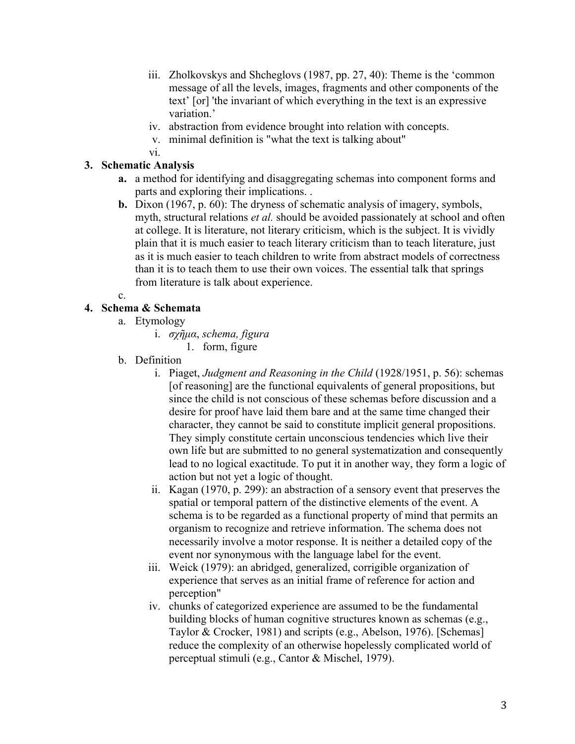iii. Zholkovskys and Shcheglovs (1987, pp. 27, 40): Theme is the 'common message of all the levels, images, fragments and other components of the text' [or] 'the invariant of which everything in the text is an expressive variation.'

iv. abstraction from evidence brought into relation with concepts.

v. minimal definition is "what the text is talking about"

vi.

**3. Schematic Analysis**

**a.** a method for identifying and disaggregating schemas into component forms and parts and exploring their implications. .

**b.** Dixon (1967, p. 60): The dryness of schematic analysis of imagery, symbols, myth, structural relations *et al.* should be avoided passionately at school and often at college. It is literature, not literary criticism, which is the subject. It is vividly plain that it is much easier to teach literary criticism than to teach literature, just as it is much easier to teach children to write from abstract models of correctness than it is to teach them to use their own voices. The essential talk that springs from literature is talk about experience.

c.

**4. Schema & Schemata**

a. Etymology

i. *σχῆμα*, *schema, figura*

1. form, figure

b. Definition

i. Piaget, *Judgment and Reasoning in the Child* (1928/1951, p. 56): schemas [of reasoning] are the functional equivalents of general propositions, but since the child is not conscious of these schemas before discussion and a desire for proof have laid them bare and at the same time changed their character, they cannot be said to constitute implicit general propositions. They simply constitute certain unconscious tendencies which live their own life but are submitted to no general systematization and consequently lead to no logical exactitude. To put it in another way, they form a logic of action but not yet a logic of thought.

ii. Kagan (1970, p. 299): an abstraction of a sensory event that preserves the spatial or temporal pattern of the distinctive elements of the event. A schema is to be regarded as a functional property of mind that permits an organism to recognize and retrieve information. The schema does not necessarily involve a motor response. It is neither a detailed copy of the event nor synonymous with the language label for the event.

iii. Weick (1979): an abridged, generalized, corrigible organization of experience that serves as an initial frame of reference for action and perception"

iv. chunks of categorized experience are assumed to be the fundamental building blocks of human cognitive structures known as schemas (e.g., Taylor & Crocker, 1981) and scripts (e.g., Abelson, 1976). [Schemas] reduce the complexity of an otherwise hopelessly complicated world of perceptual stimuli (e.g., Cantor & Mischel, 1979).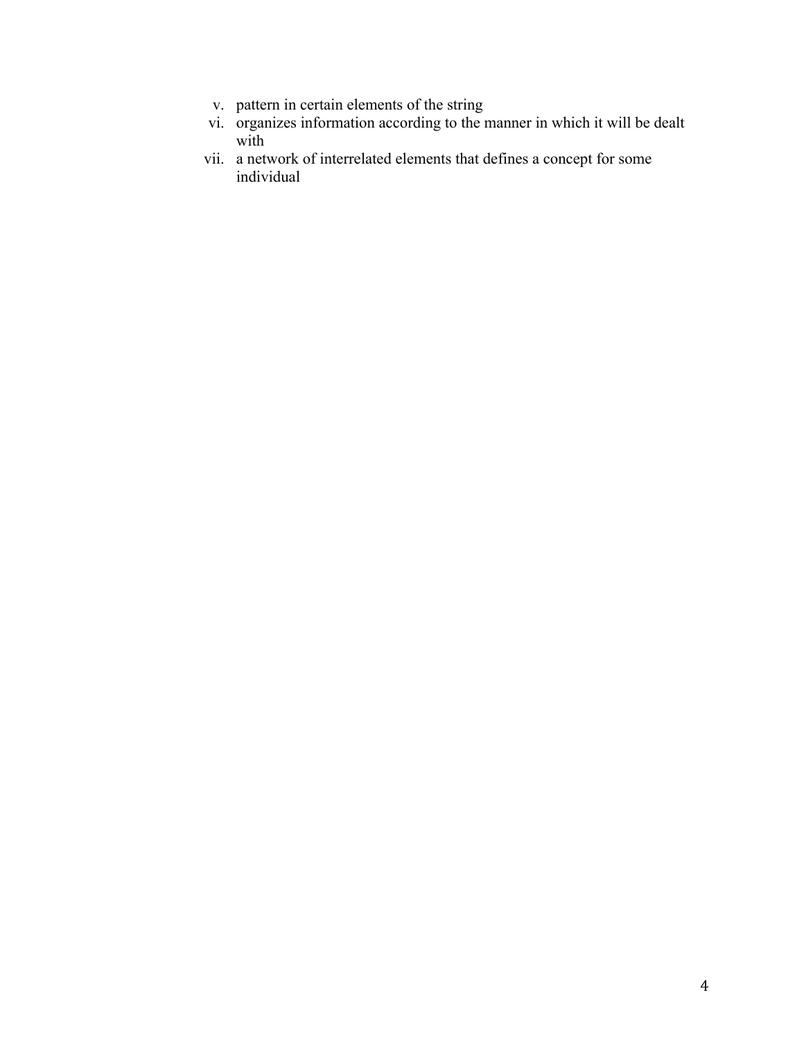v. pattern in certain elements of the string
vi. organizes information according to the manner in which it will be dealt with
vii. a network of interrelated elements that defines a concept for some individual